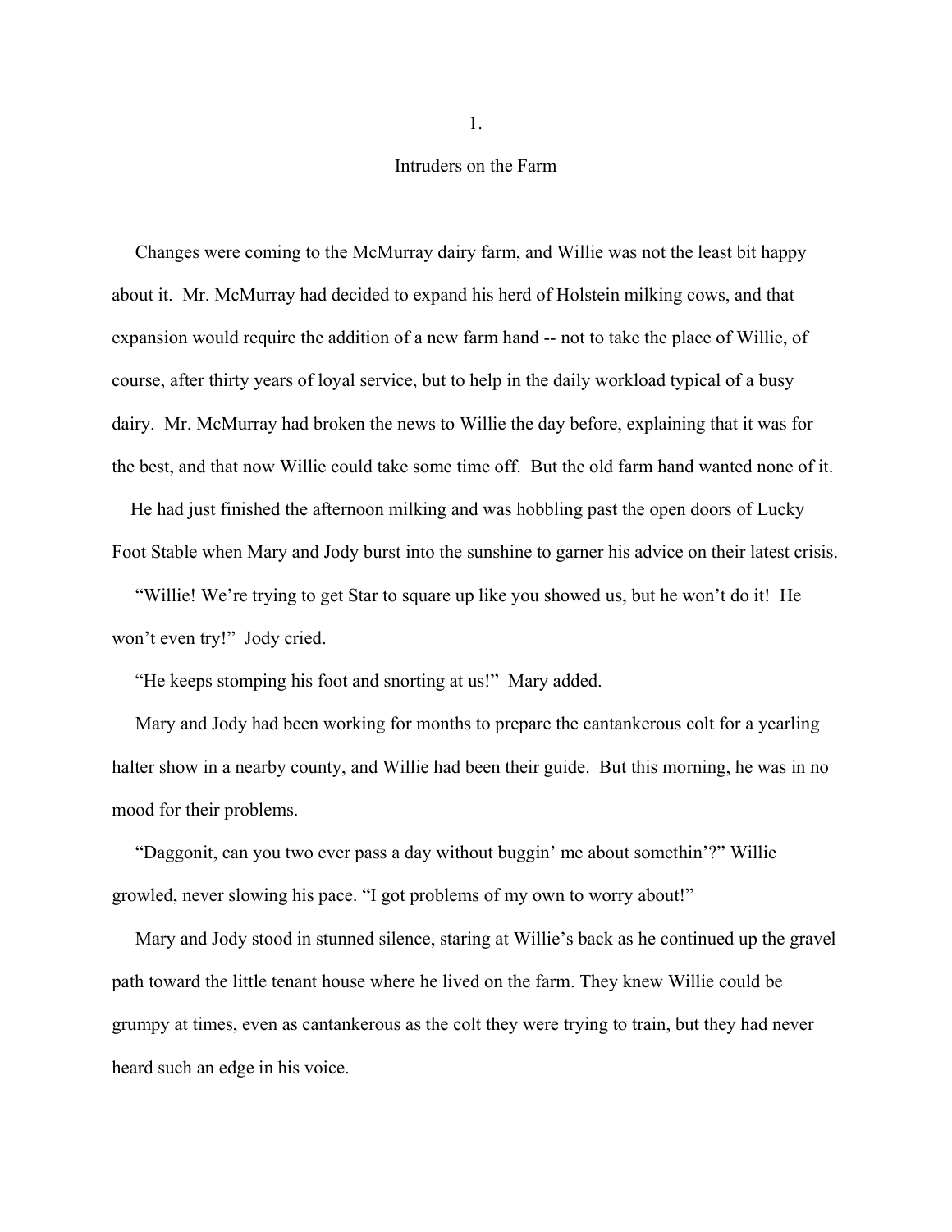# 1.

## Intruders on the Farm

Changes were coming to the McMurray dairy farm, and Willie was not the least bit happy about it. Mr. McMurray had decided to expand his herd of Holstein milking cows, and that expansion would require the addition of a new farm hand -- not to take the place of Willie, of course, after thirty years of loyal service, but to help in the daily workload typical of a busy dairy. Mr. McMurray had broken the news to Willie the day before, explaining that it was for the best, and that now Willie could take some time off. But the old farm hand wanted none of it.

He had just finished the afternoon milking and was hobbling past the open doors of Lucky Foot Stable when Mary and Jody burst into the sunshine to garner his advice on their latest crisis.

"Willie! We're trying to get Star to square up like you showed us, but he won't do it! He won't even try!" Jody cried.

"He keeps stomping his foot and snorting at us!" Mary added.

Mary and Jody had been working for months to prepare the cantankerous colt for a yearling halter show in a nearby county, and Willie had been their guide. But this morning, he was in no mood for their problems.

"Daggonit, can you two ever pass a day without buggin' me about somethin'?" Willie growled, never slowing his pace. "I got problems of my own to worry about!"

Mary and Jody stood in stunned silence, staring at Willie's back as he continued up the gravel path toward the little tenant house where he lived on the farm. They knew Willie could be grumpy at times, even as cantankerous as the colt they were trying to train, but they had never heard such an edge in his voice.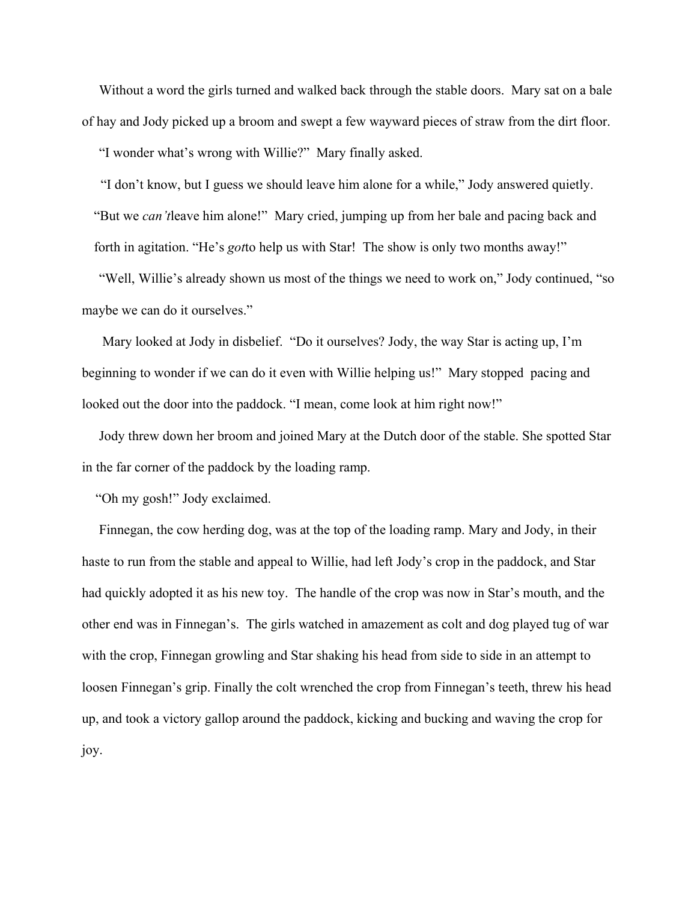Without a word the girls turned and walked back through the stable doors. Mary sat on a bale of hay and Jody picked up a broom and swept a few wayward pieces of straw from the dirt floor.

"I wonder what's wrong with Willie?" Mary finally asked.

"I don't know, but I guess we should leave him alone for a while," Jody answered quietly.

"But we *can't* leave him alone!" Mary cried, jumping up from her bale and pacing back and forth in agitation. "He's *got* to help us with Star! The show is only two months away!"

"Well, Willie's already shown us most of the things we need to work on," Jody continued, "so maybe we can do it ourselves."

Mary looked at Jody in disbelief. "Do it ourselves? Jody, the way Star is acting up, I'm beginning to wonder if we can do it even with Willie helping us!" Mary stopped pacing and looked out the door into the paddock. "I mean, come look at him right now!"

Jody threw down her broom and joined Mary at the Dutch door of the stable. She spotted Star in the far corner of the paddock by the loading ramp.

"Oh my gosh!" Jody exclaimed.

Finnegan, the cow herding dog, was at the top of the loading ramp. Mary and Jody, in their haste to run from the stable and appeal to Willie, had left Jody's crop in the paddock, and Star had quickly adopted it as his new toy. The handle of the crop was now in Star's mouth, and the other end was in Finnegan's. The girls watched in amazement as colt and dog played tug of war with the crop, Finnegan growling and Star shaking his head from side to side in an attempt to loosen Finnegan's grip. Finally the colt wrenched the crop from Finnegan's teeth, threw his head up, and took a victory gallop around the paddock, kicking and bucking and waving the crop for joy.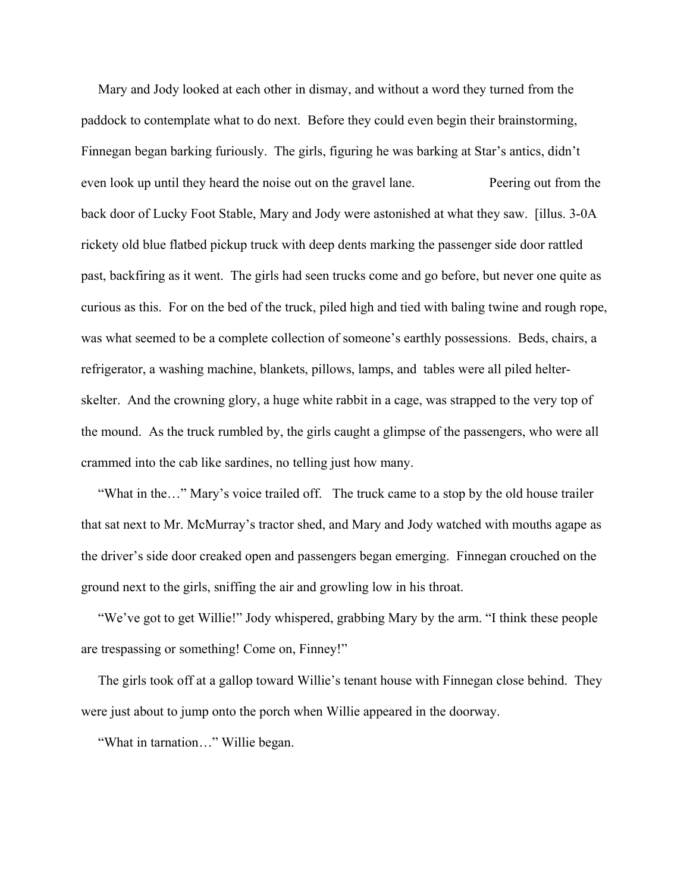Mary and Jody looked at each other in dismay, and without a word they turned from the paddock to contemplate what to do next. Before they could even begin their brainstorming, Finnegan began barking furiously. The girls, figuring he was barking at Star's antics, didn't even look up until they heard the noise out on the gravel lane. Peering out from the back door of Lucky Foot Stable, Mary and Jody were astonished at what they saw. [illus. 3-0A rickety old blue flatbed pickup truck with deep dents marking the passenger side door rattled past, backfiring as it went. The girls had seen trucks come and go before, but never one quite as curious as this. For on the bed of the truck, piled high and tied with baling twine and rough rope, was what seemed to be a complete collection of someone's earthly possessions. Beds, chairs, a refrigerator, a washing machine, blankets, pillows, lamps, and tables were all piled helter-skelter. And the crowning glory, a huge white rabbit in a cage, was strapped to the very top of the mound. As the truck rumbled by, the girls caught a glimpse of the passengers, who were all crammed into the cab like sardines, no telling just how many.

"What in the…" Mary's voice trailed off. The truck came to a stop by the old house trailer that sat next to Mr. McMurray's tractor shed, and Mary and Jody watched with mouths agape as the driver's side door creaked open and passengers began emerging. Finnegan crouched on the ground next to the girls, sniffing the air and growling low in his throat.

"We've got to get Willie!" Jody whispered, grabbing Mary by the arm. "I think these people are trespassing or something! Come on, Finney!"

The girls took off at a gallop toward Willie's tenant house with Finnegan close behind. They were just about to jump onto the porch when Willie appeared in the doorway.

"What in tarnation…" Willie began.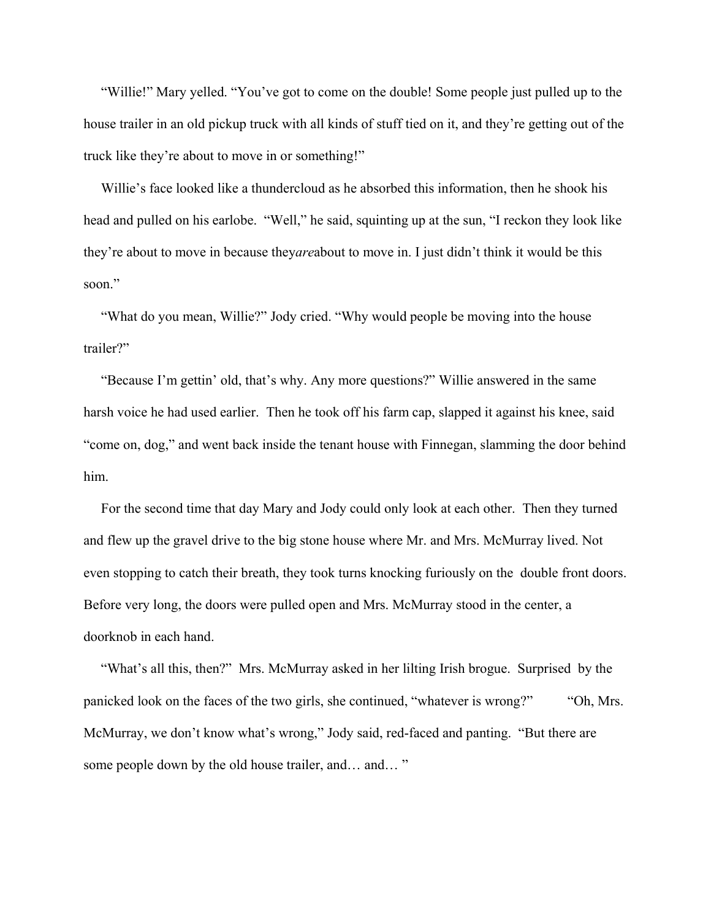"Willie!" Mary yelled. "You've got to come on the double! Some people just pulled up to the house trailer in an old pickup truck with all kinds of stuff tied on it, and they're getting out of the truck like they're about to move in or something!"

Willie's face looked like a thundercloud as he absorbed this information, then he shook his head and pulled on his earlobe. "Well," he said, squinting up at the sun, "I reckon they look like they're about to move in because they *are* about to move in. I just didn't think it would be this soon."

"What do you mean, Willie?" Jody cried. "Why would people be moving into the house trailer?"

"Because I'm gettin' old, that's why. Any more questions?" Willie answered in the same harsh voice he had used earlier. Then he took off his farm cap, slapped it against his knee, said "come on, dog," and went back inside the tenant house with Finnegan, slamming the door behind him.

For the second time that day Mary and Jody could only look at each other. Then they turned and flew up the gravel drive to the big stone house where Mr. and Mrs. McMurray lived. Not even stopping to catch their breath, they took turns knocking furiously on the double front doors. Before very long, the doors were pulled open and Mrs. McMurray stood in the center, a doorknob in each hand.

"What's all this, then?" Mrs. McMurray asked in her lilting Irish brogue. Surprised by the panicked look on the faces of the two girls, she continued, "whatever is wrong?"

"Oh, Mrs. McMurray, we don't know what's wrong," Jody said, red-faced and panting. "But there are some people down by the old house trailer, and… and… "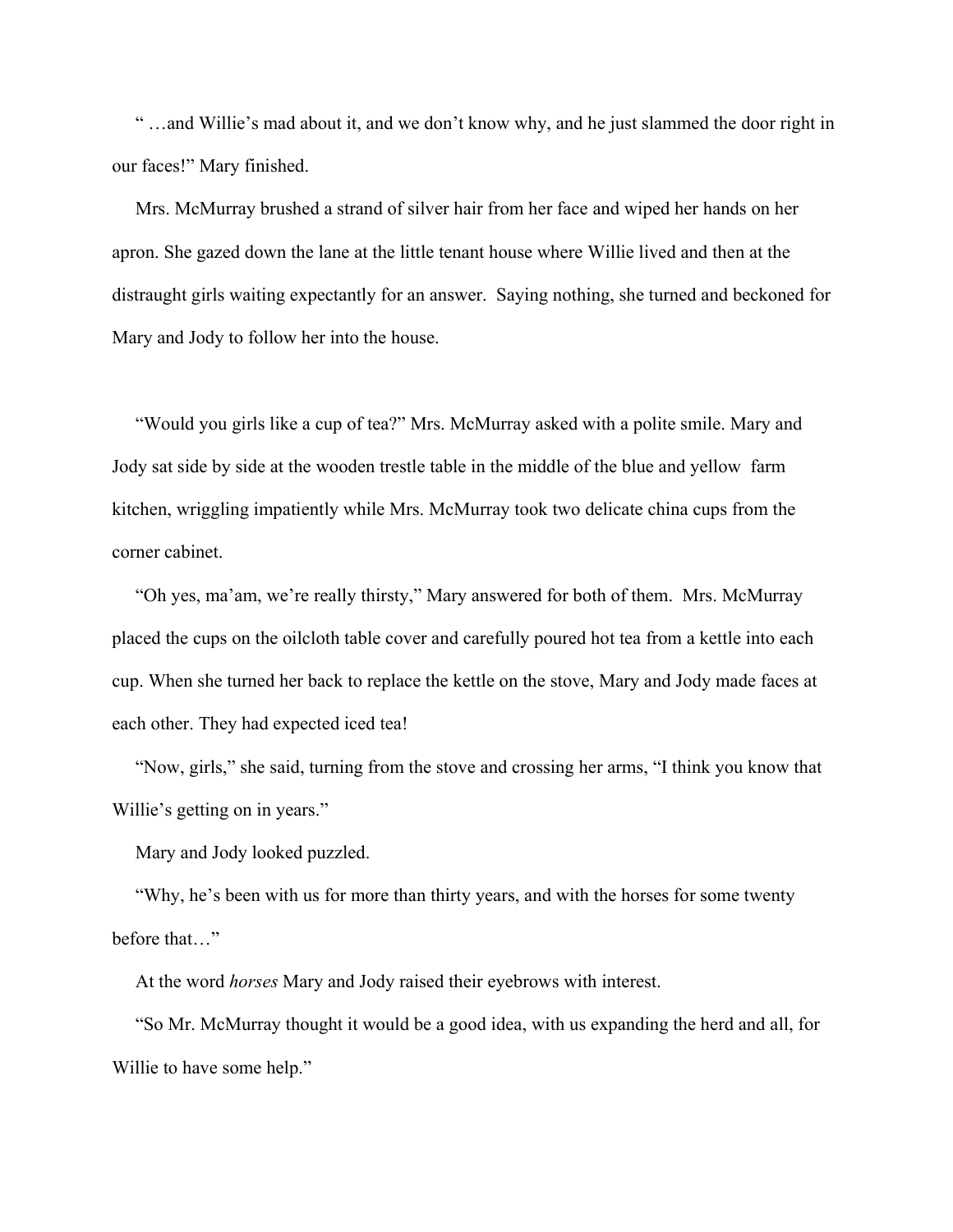" …and Willie's mad about it, and we don't know why, and he just slammed the door right in our faces!" Mary finished.

Mrs. McMurray brushed a strand of silver hair from her face and wiped her hands on her apron. She gazed down the lane at the little tenant house where Willie lived and then at the distraught girls waiting expectantly for an answer. Saying nothing, she turned and beckoned for Mary and Jody to follow her into the house.

"Would you girls like a cup of tea?" Mrs. McMurray asked with a polite smile. Mary and Jody sat side by side at the wooden trestle table in the middle of the blue and yellow farm kitchen, wriggling impatiently while Mrs. McMurray took two delicate china cups from the corner cabinet.

"Oh yes, ma'am, we're really thirsty," Mary answered for both of them. Mrs. McMurray placed the cups on the oilcloth table cover and carefully poured hot tea from a kettle into each cup. When she turned her back to replace the kettle on the stove, Mary and Jody made faces at each other. They had expected iced tea!

"Now, girls," she said, turning from the stove and crossing her arms, "I think you know that Willie's getting on in years."

Mary and Jody looked puzzled.

"Why, he's been with us for more than thirty years, and with the horses for some twenty before that…"

At the word *horses* Mary and Jody raised their eyebrows with interest.

"So Mr. McMurray thought it would be a good idea, with us expanding the herd and all, for Willie to have some help."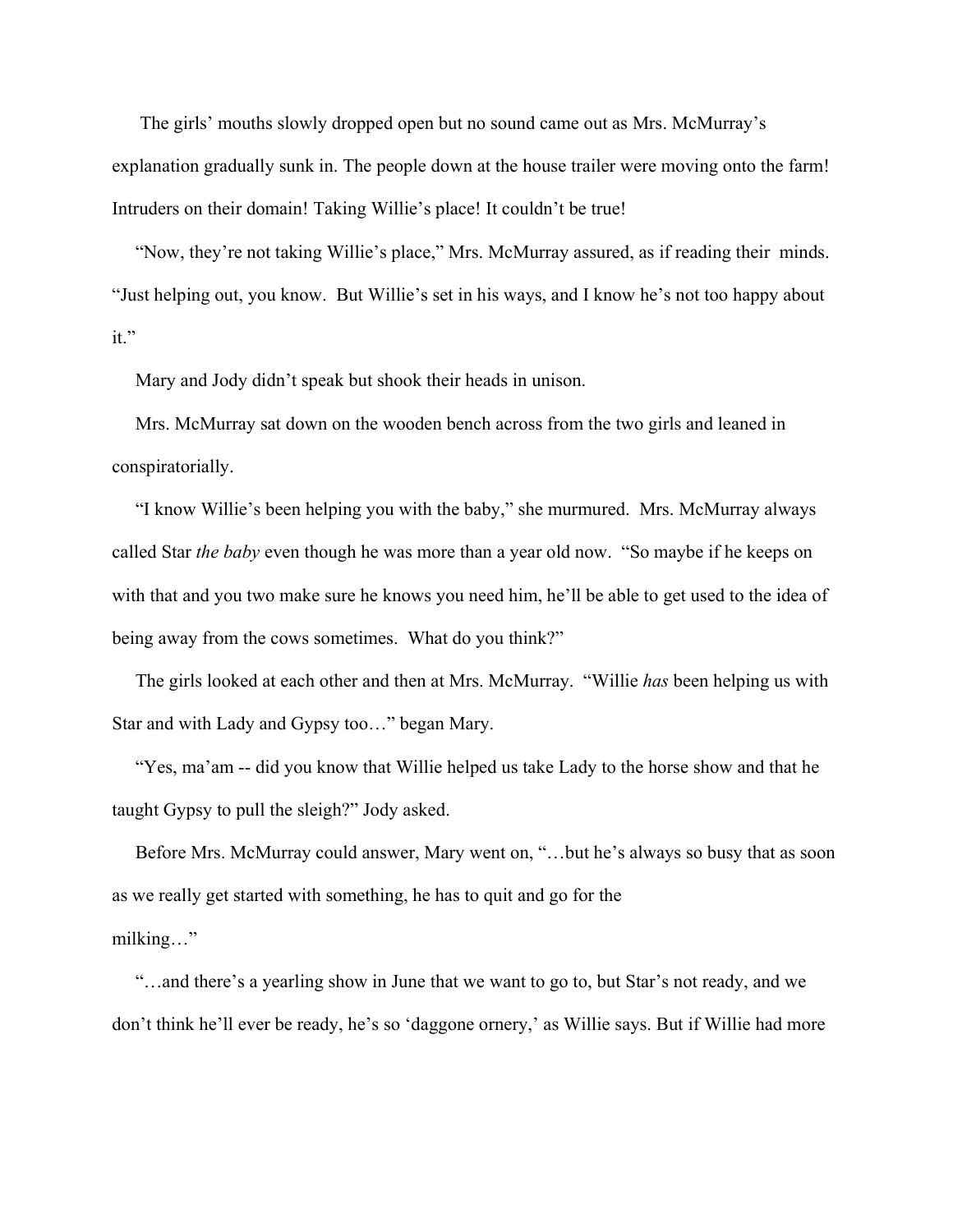The girls' mouths slowly dropped open but no sound came out as Mrs. McMurray's explanation gradually sunk in. The people down at the house trailer were moving onto the farm! Intruders on their domain! Taking Willie's place! It couldn't be true!

"Now, they're not taking Willie's place," Mrs. McMurray assured, as if reading their minds. "Just helping out, you know. But Willie's set in his ways, and I know he's not too happy about it."

Mary and Jody didn't speak but shook their heads in unison.

Mrs. McMurray sat down on the wooden bench across from the two girls and leaned in conspiratorially.

"I know Willie's been helping you with the baby," she murmured. Mrs. McMurray always called Star *the baby* even though he was more than a year old now. "So maybe if he keeps on with that and you two make sure he knows you need him, he'll be able to get used to the idea of being away from the cows sometimes. What do you think?"

The girls looked at each other and then at Mrs. McMurray. "Willie *has* been helping us with Star and with Lady and Gypsy too…" began Mary.

"Yes, ma'am -- did you know that Willie helped us take Lady to the horse show and that he taught Gypsy to pull the sleigh?" Jody asked.

Before Mrs. McMurray could answer, Mary went on, "…but he's always so busy that as soon as we really get started with something, he has to quit and go for the milking…"

"…and there's a yearling show in June that we want to go to, but Star's not ready, and we don't think he'll ever be ready, he's so 'daggone ornery,' as Willie says. But if Willie had more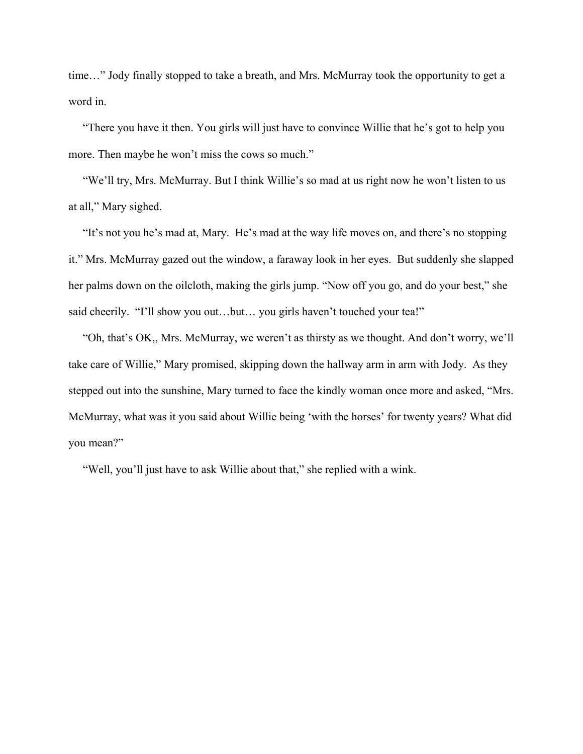time…" Jody finally stopped to take a breath, and Mrs. McMurray took the opportunity to get a word in.

"There you have it then. You girls will just have to convince Willie that he's got to help you more. Then maybe he won't miss the cows so much."

"We'll try, Mrs. McMurray. But I think Willie's so mad at us right now he won't listen to us at all," Mary sighed.

"It's not you he's mad at, Mary. He's mad at the way life moves on, and there's no stopping it." Mrs. McMurray gazed out the window, a faraway look in her eyes. But suddenly she slapped her palms down on the oilcloth, making the girls jump. "Now off you go, and do your best," she said cheerily. "I'll show you out…but… you girls haven't touched your tea!"

"Oh, that's OK,, Mrs. McMurray, we weren't as thirsty as we thought. And don't worry, we'll take care of Willie," Mary promised, skipping down the hallway arm in arm with Jody. As they stepped out into the sunshine, Mary turned to face the kindly woman once more and asked, "Mrs. McMurray, what was it you said about Willie being 'with the horses' for twenty years? What did you mean?"

"Well, you'll just have to ask Willie about that," she replied with a wink.